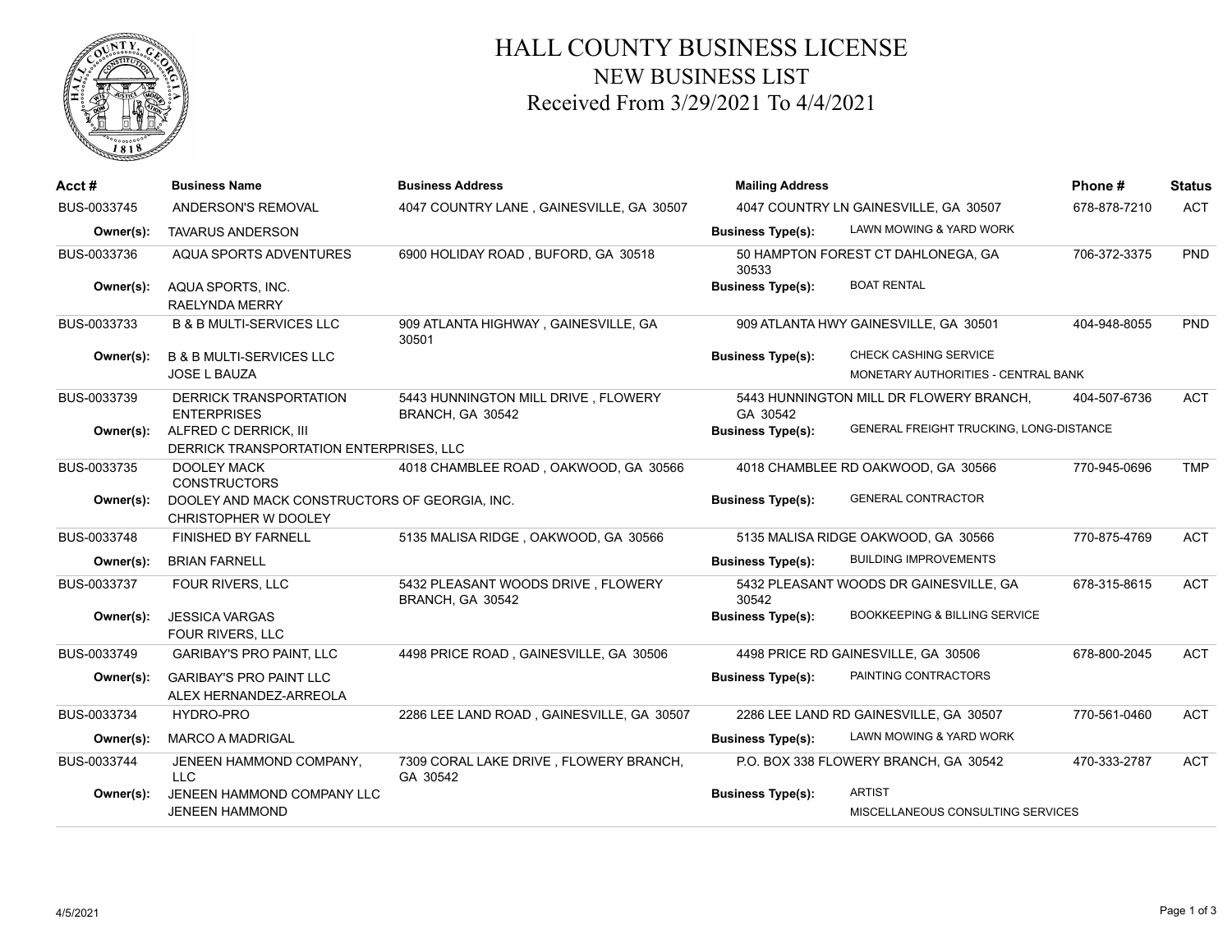# HALL COUNTY BUSINESS LICENSE
## NEW BUSINESS LIST
### Received From 3/29/2021 To 4/4/2021

| Acct # | Business Name | Business Address | Mailing Address | Phone # | Status |
|---|---|---|---|---|---|
| BUS-0033745 | ANDERSON'S REMOVAL | 4047 COUNTRY LANE , GAINESVILLE, GA 30507 | 4047 COUNTRY LN GAINESVILLE, GA 30507 | 678-878-7210 | ACT |
| **Owner(s):** | TAVARUS ANDERSON | | **Business Type(s):** LAWN MOWING & YARD WORK | | |
| BUS-0033736 | AQUA SPORTS ADVENTURES | 6900 HOLIDAY ROAD , BUFORD, GA 30518 | 50 HAMPTON FOREST CT DAHLONEGA, GA 30533 | 706-372-3375 | PND |
| **Owner(s):** | AQUA SPORTS, INC.<br>RAELYNDA MERRY | | **Business Type(s):** BOAT RENTAL | | |
| BUS-0033733 | B & B MULTI-SERVICES LLC | 909 ATLANTA HIGHWAY , GAINESVILLE, GA 30501 | 909 ATLANTA HWY GAINESVILLE, GA 30501 | 404-948-8055 | PND |
| **Owner(s):** | B & B MULTI-SERVICES LLC<br>JOSE L BAUZA | | **Business Type(s):** CHECK CASHING SERVICE<br>MONETARY AUTHORITIES - CENTRAL BANK | | |
| BUS-0033739 | DERRICK TRANSPORTATION ENTERPRISES | 5443 HUNNINGTON MILL DRIVE , FLOWERY BRANCH, GA 30542 | 5443 HUNNINGTON MILL DR FLOWERY BRANCH, GA 30542 | 404-507-6736 | ACT |
| **Owner(s):** | ALFRED C DERRICK, III<br>DERRICK TRANSPORTATION ENTERPRISES, LLC | | **Business Type(s):** GENERAL FREIGHT TRUCKING, LONG-DISTANCE | | |
| BUS-0033735 | DOOLEY MACK CONSTRUCTORS | 4018 CHAMBLEE ROAD , OAKWOOD, GA 30566 | 4018 CHAMBLEE RD OAKWOOD, GA 30566 | 770-945-0696 | TMP |
| **Owner(s):** | DOOLEY AND MACK CONSTRUCTORS OF GEORGIA, INC.<br>CHRISTOPHER W DOOLEY | | **Business Type(s):** GENERAL CONTRACTOR | | |
| BUS-0033748 | FINISHED BY FARNELL | 5135 MALISA RIDGE , OAKWOOD, GA 30566 | 5135 MALISA RIDGE OAKWOOD, GA 30566 | 770-875-4769 | ACT |
| **Owner(s):** | BRIAN FARNELL | | **Business Type(s):** BUILDING IMPROVEMENTS | | |
| BUS-0033737 | FOUR RIVERS, LLC | 5432 PLEASANT WOODS DRIVE , FLOWERY BRANCH, GA 30542 | 5432 PLEASANT WOODS DR GAINESVILLE, GA 30542 | 678-315-8615 | ACT |
| **Owner(s):** | JESSICA VARGAS<br>FOUR RIVERS, LLC | | **Business Type(s):** BOOKKEEPING & BILLING SERVICE | | |
| BUS-0033749 | GARIBAY'S PRO PAINT, LLC | 4498 PRICE ROAD , GAINESVILLE, GA 30506 | 4498 PRICE RD GAINESVILLE, GA 30506 | 678-800-2045 | ACT |
| **Owner(s):** | GARIBAY'S PRO PAINT LLC<br>ALEX HERNANDEZ-ARREOLA | | **Business Type(s):** PAINTING CONTRACTORS | | |
| BUS-0033734 | HYDRO-PRO | 2286 LEE LAND ROAD , GAINESVILLE, GA 30507 | 2286 LEE LAND RD GAINESVILLE, GA 30507 | 770-561-0460 | ACT |
| **Owner(s):** | MARCO A MADRIGAL | | **Business Type(s):** LAWN MOWING & YARD WORK | | |
| BUS-0033744 | JENEEN HAMMOND COMPANY, LLC | 7309 CORAL LAKE DRIVE , FLOWERY BRANCH, GA 30542 | P.O. BOX 338 FLOWERY BRANCH, GA 30542 | 470-333-2787 | ACT |
| **Owner(s):** | JENEEN HAMMOND COMPANY LLC<br>JENEEN HAMMOND | | **Business Type(s):** ARTIST<br>MISCELLANEOUS CONSULTING SERVICES | | |

4/5/2021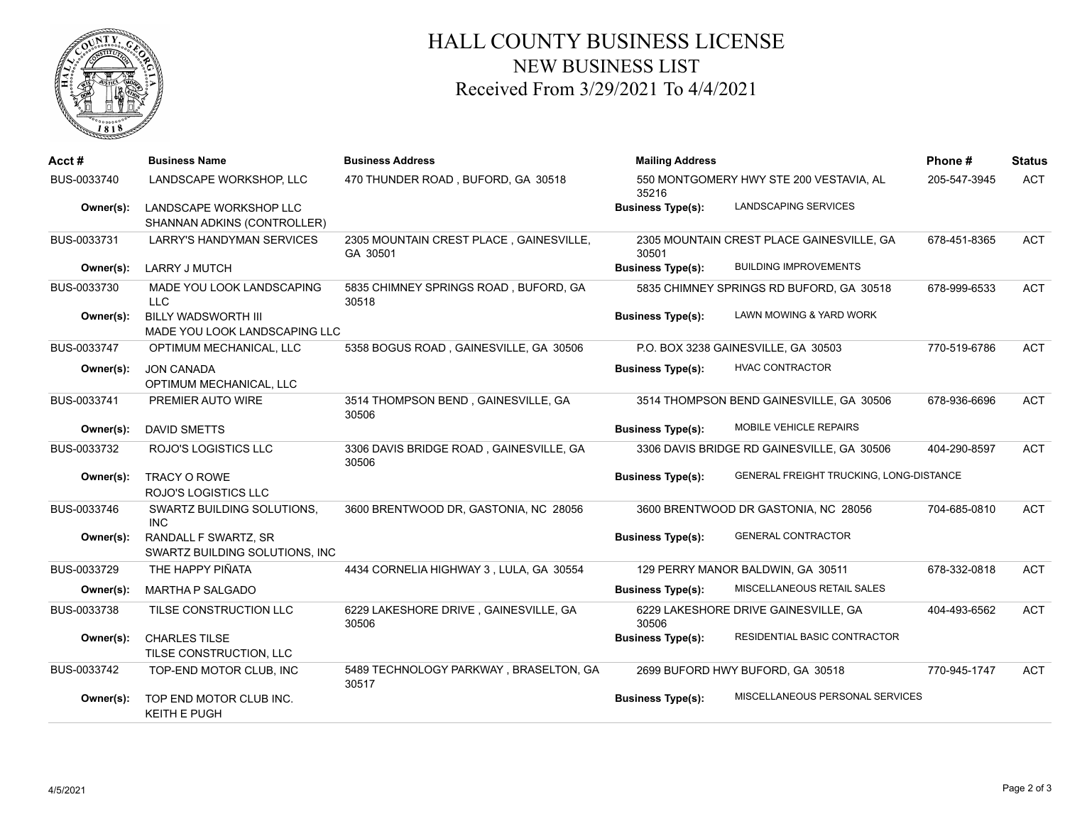# HALL COUNTY BUSINESS LICENSE
## NEW BUSINESS LIST
### Received From 3/29/2021 To 4/4/2021

| Acct # | Business Name | Business Address | Mailing Address | | Phone # | Status |
|---|---|---|---|---|---|---|
| BUS-0033740 | LANDSCAPE WORKSHOP, LLC | 470 THUNDER ROAD , BUFORD, GA 30518 | 550 MONTGOMERY HWY STE 200 VESTAVIA, AL 35216 | | 205-547-3945 | ACT |
| Owner(s): | LANDSCAPE WORKSHOP LLC<br>SHANNAN ADKINS (CONTROLLER) | | Business Type(s): | LANDSCAPING SERVICES | | |
| BUS-0033731 | LARRY'S HANDYMAN SERVICES | 2305 MOUNTAIN CREST PLACE , GAINESVILLE, GA 30501 | 2305 MOUNTAIN CREST PLACE GAINESVILLE, GA 30501 | | 678-451-8365 | ACT |
| Owner(s): | LARRY J MUTCH | | Business Type(s): | BUILDING IMPROVEMENTS | | |
| BUS-0033730 | MADE YOU LOOK LANDSCAPING LLC | 5835 CHIMNEY SPRINGS ROAD , BUFORD, GA 30518 | 5835 CHIMNEY SPRINGS RD BUFORD, GA 30518 | | 678-999-6533 | ACT |
| Owner(s): | BILLY WADSWORTH III<br>MADE YOU LOOK LANDSCAPING LLC | | Business Type(s): | LAWN MOWING & YARD WORK | | |
| BUS-0033747 | OPTIMUM MECHANICAL, LLC | 5358 BOGUS ROAD , GAINESVILLE, GA 30506 | P.O. BOX 3238 GAINESVILLE, GA 30503 | | 770-519-6786 | ACT |
| Owner(s): | JON CANADA<br>OPTIMUM MECHANICAL, LLC | | Business Type(s): | HVAC CONTRACTOR | | |
| BUS-0033741 | PREMIER AUTO WIRE | 3514 THOMPSON BEND , GAINESVILLE, GA 30506 | 3514 THOMPSON BEND GAINESVILLE, GA 30506 | | 678-936-6696 | ACT |
| Owner(s): | DAVID SMETTS | | Business Type(s): | MOBILE VEHICLE REPAIRS | | |
| BUS-0033732 | ROJO'S LOGISTICS LLC | 3306 DAVIS BRIDGE ROAD , GAINESVILLE, GA 30506 | 3306 DAVIS BRIDGE RD GAINESVILLE, GA 30506 | | 404-290-8597 | ACT |
| Owner(s): | TRACY O ROWE<br>ROJO'S LOGISTICS LLC | | Business Type(s): | GENERAL FREIGHT TRUCKING, LONG-DISTANCE | | |
| BUS-0033746 | SWARTZ BUILDING SOLUTIONS, INC | 3600 BRENTWOOD DR, GASTONIA, NC 28056 | 3600 BRENTWOOD DR GASTONIA, NC 28056 | | 704-685-0810 | ACT |
| Owner(s): | RANDALL F SWARTZ, SR<br>SWARTZ BUILDING SOLUTIONS, INC | | Business Type(s): | GENERAL CONTRACTOR | | |
| BUS-0033729 | THE HAPPY PIÑATA | 4434 CORNELIA HIGHWAY 3 , LULA, GA 30554 | 129 PERRY MANOR BALDWIN, GA 30511 | | 678-332-0818 | ACT |
| Owner(s): | MARTHA P SALGADO | | Business Type(s): | MISCELLANEOUS RETAIL SALES | | |
| BUS-0033738 | TILSE CONSTRUCTION LLC | 6229 LAKESHORE DRIVE , GAINESVILLE, GA 30506 | 6229 LAKESHORE DRIVE GAINESVILLE, GA 30506 | | 404-493-6562 | ACT |
| Owner(s): | CHARLES TILSE<br>TILSE CONSTRUCTION, LLC | | Business Type(s): | RESIDENTIAL BASIC CONTRACTOR | | |
| BUS-0033742 | TOP-END MOTOR CLUB, INC | 5489 TECHNOLOGY PARKWAY , BRASELTON, GA 30517 | 2699 BUFORD HWY BUFORD, GA 30518 | | 770-945-1747 | ACT |
| Owner(s): | TOP END MOTOR CLUB INC.<br>KEITH E PUGH | | Business Type(s): | MISCELLANEOUS PERSONAL SERVICES | | |

4/5/2021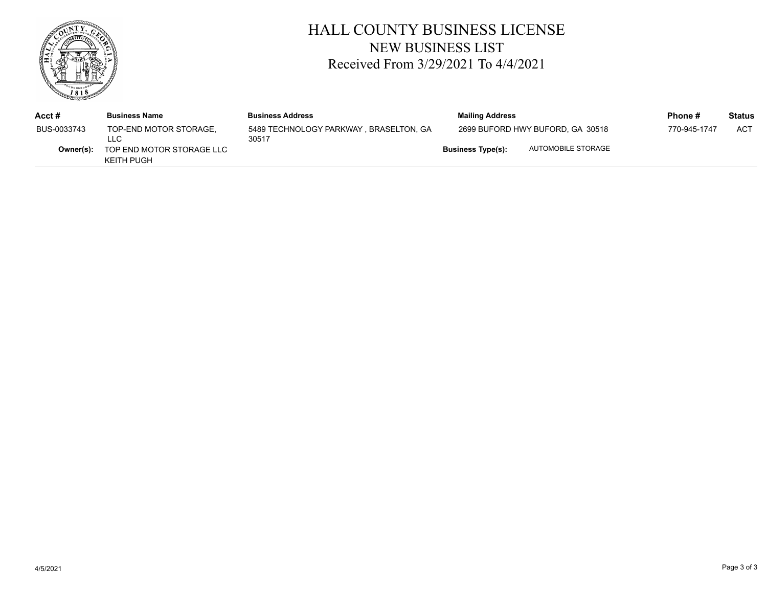# HALL COUNTY BUSINESS LICENSE

## NEW BUSINESS LIST

## Received From 3/29/2021 To 4/4/2021

| Acct # | Business Name | Business Address | Mailing Address | Phone # | Status |
|---|---|---|---|---|---|
| BUS-0033743 | TOP-END MOTOR STORAGE, LLC | 5489 TECHNOLOGY PARKWAY , BRASELTON, GA 30517 | 2699 BUFORD HWY BUFORD, GA 30518 | 770-945-1747 | ACT |
| **Owner(s):** | TOP END MOTOR STORAGE LLC<br>KEITH PUGH | | **Business Type(s):** AUTOMOBILE STORAGE | | |